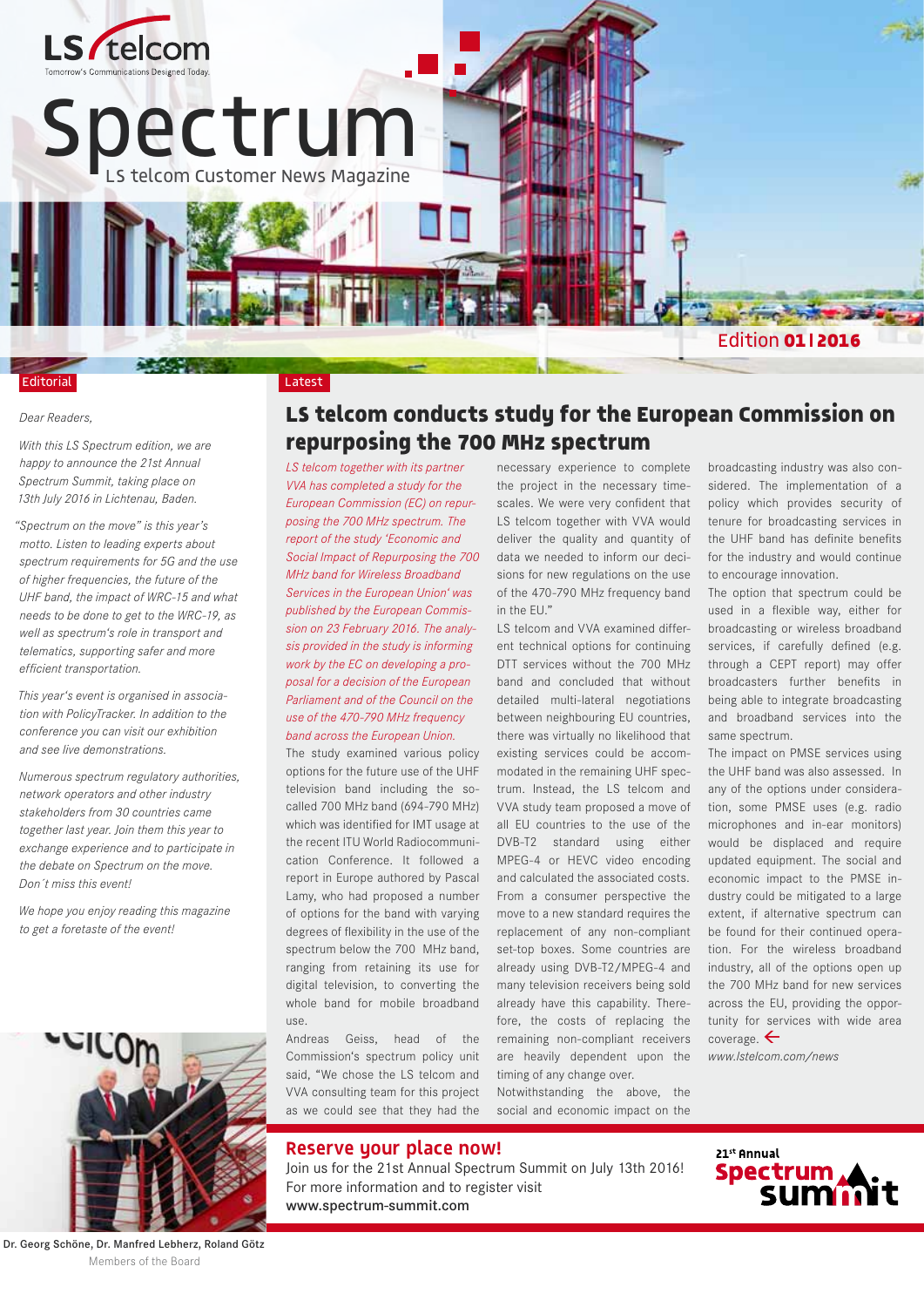# Spectrum

LS telcom Customer News Magazine

Edition **01 I 2016**

## Editorial

*Dear Readers,*

*With this LS Spectrum edition, we are happy to announce the 21st Annual Spectrum Summit, taking place on 13th July 2016 in Lichtenau, Baden.*

*"Spectrum on the move" is this year's motto. Listen to leading experts about spectrum requirements for 5G and the use of higher frequencies, the future of the UHF band, the impact of WRC-15 and what needs to be done to get to the WRC-19, as well as spectrum's role in transport and telematics, supporting safer and more efficient transportation.*

*This year's event is organised in association with PolicyTracker. In addition to the conference you can visit our exhibition and see live demonstrations.*

*Numerous spectrum regulatory authorities, network operators and other industry stakeholders from 30 countries came together last year. Join them this year to exchange experience and to participate in the debate on Spectrum on the move. Don´t miss this event!*

*We hope you enjoy reading this magazine to get a foretaste of the event!*

**Dr. Georg Schöne, Dr. Manfred Lebherz, Roland Götz**
Members of the Board

## Latest

## LS telcom conducts study for the European Commission on repurposing the 700 MHz spectrum

*LS telcom together with its partner VVA has completed a study for the European Commission (EC) on repurposing the 700 MHz spectrum. The report of the study 'Economic and Social Impact of Repurposing the 700 MHz band for Wireless Broadband Services in the European Union' was published by the European Commission on 23 February 2016. The analysis provided in the study is informing work by the EC on developing a proposal for a decision of the European Parliament and of the Council on the use of the 470-790 MHz frequency band across the European Union.*

The study examined various policy options for the future use of the UHF television band including the so-called 700 MHz band (694-790 MHz) which was identified for IMT usage at the recent ITU World Radiocommunication Conference. It followed a report in Europe authored by Pascal Lamy, who had proposed a number of options for the band with varying degrees of flexibility in the use of the spectrum below the 700 MHz band, ranging from retaining its use for digital television, to converting the whole band for mobile broadband use.

Andreas Geiss, head of the Commission's spectrum policy unit said, "We chose the LS telcom and VVA consulting team for this project as we could see that they had the necessary experience to complete the project in the necessary timescales. We were very confident that LS telcom together with VVA would deliver the quality and quantity of data we needed to inform our decisions for new regulations on the use of the 470-790 MHz frequency band in the EU."

LS telcom and VVA examined different technical options for continuing DTT services without the 700 MHz band and concluded that without detailed multi-lateral negotiations between neighbouring EU countries, there was virtually no likelihood that existing services could be accommodated in the remaining UHF spectrum. Instead, the LS telcom and VVA study team proposed a move of all EU countries to the use of the DVB-T2 standard using either MPEG-4 or HEVC video encoding and calculated the associated costs. From a consumer perspective the move to a new standard requires the replacement of any non-compliant set-top boxes. Some countries are already using DVB-T2/MPEG-4 and many television receivers being sold already have this capability. Therefore, the costs of replacing the remaining non-compliant receivers are heavily dependent upon the timing of any change over.

Notwithstanding the above, the social and economic impact on the broadcasting industry was also considered. The implementation of a policy which provides security of tenure for broadcasting services in the UHF band has definite benefits for the industry and would continue to encourage innovation.

The option that spectrum could be used in a flexible way, either for broadcasting or wireless broadband services, if carefully defined (e.g. through a CEPT report) may offer broadcasters further benefits in being able to integrate broadcasting and broadband services into the same spectrum.

The impact on PMSE services using the UHF band was also assessed. In any of the options under consideration, some PMSE uses (e.g. radio microphones and in-ear monitors) would be displaced and require updated equipment. The social and economic impact to the PMSE industry could be mitigated to a large extent, if alternative spectrum can be found for their continued operation. For the wireless broadband industry, all of the options open up the 700 MHz band for new services across the EU, providing the opportunity for services with wide area coverage.

*www.lstelcom.com/news*

## Reserve your place now!

Join us for the 21st Annual Spectrum Summit on July 13th 2016! For more information and to register visit **www.spectrum-summit.com**

21st Annual Spectrum Summit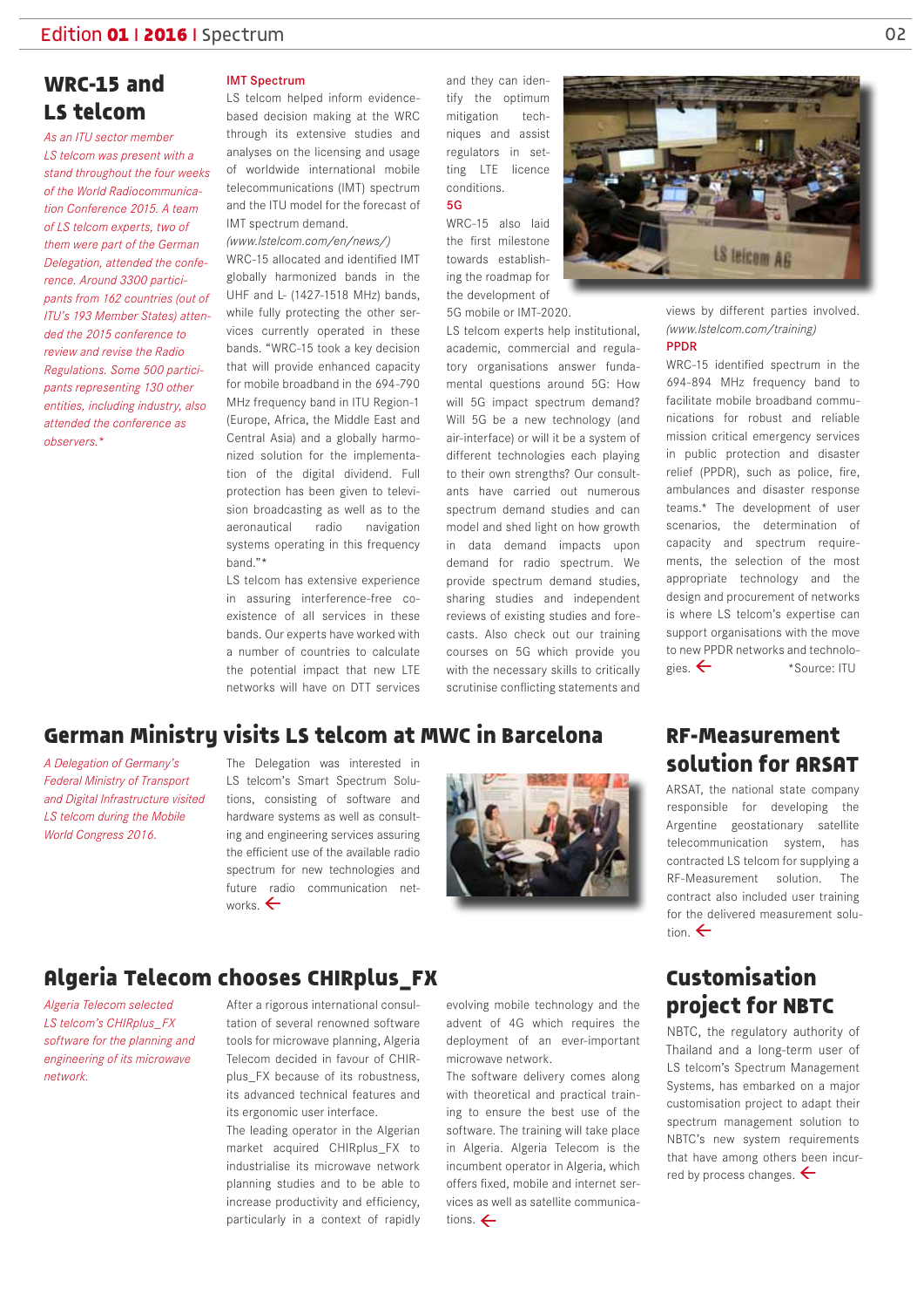# WRC-15 and LS telcom

*As an ITU sector member LS telcom was present with a stand throughout the four weeks of the World Radiocommunication Conference 2015. A team of LS telcom experts, two of them were part of the German Delegation, attended the conference. Around 3300 participants from 162 countries (out of ITU's 193 Member States) attended the 2015 conference to review and revise the Radio Regulations. Some 500 participants representing 130 other entities, including industry, also attended the conference as observers.**

### IMT Spectrum

LS telcom helped inform evidence-based decision making at the WRC through its extensive studies and analyses on the licensing and usage of worldwide international mobile telecommunications (IMT) spectrum and the ITU model for the forecast of IMT spectrum demand.
*(www.lstelcom.com/en/news/)*

WRC-15 allocated and identified IMT globally harmonized bands in the UHF and L- (1427-1518 MHz) bands, while fully protecting the other services currently operated in these bands. "WRC-15 took a key decision that will provide enhanced capacity for mobile broadband in the 694-790 MHz frequency band in ITU Region-1 (Europe, Africa, the Middle East and Central Asia) and a globally harmonized solution for the implementation of the digital dividend. Full protection has been given to television broadcasting as well as to the aeronautical radio navigation systems operating in this frequency band."*

LS telcom has extensive experience in assuring interference-free co-existence of all services in these bands. Our experts have worked with a number of countries to calculate the potential impact that new LTE networks will have on DTT services and they can identify the optimum mitigation techniques and assist regulators in setting LTE licence conditions.

### 5G

WRC-15 also laid the first milestone towards establishing the roadmap for the development of 5G mobile or IMT-2020.

LS telcom experts help institutional, academic, commercial and regulatory organisations answer fundamental questions around 5G: How will 5G impact spectrum demand? Will 5G be a new technology (and air-interface) or will it be a system of different technologies each playing to their own strengths? Our consultants have carried out numerous spectrum demand studies and can model and shed light on how growth in data demand impacts upon demand for radio spectrum. We provide spectrum demand studies, sharing studies and independent reviews of existing studies and forecasts. Also check out our training courses on 5G which provide you with the necessary skills to critically scrutinise conflicting statements and views by different parties involved.
*(www.lstelcom.com/training)*

### PPDR

WRC-15 identified spectrum in the 694-894 MHz frequency band to facilitate mobile broadband communications for robust and reliable mission critical emergency services in public protection and disaster relief (PPDR), such as police, fire, ambulances and disaster response teams.* The development of user scenarios, the determination of capacity and spectrum requirements, the selection of the most appropriate technology and the design and procurement of networks is where LS telcom's expertise can support organisations with the move to new PPDR networks and technologies. ←

*Source: ITU

# German Ministry visits LS telcom at MWC in Barcelona

*A Delegation of Germany's Federal Ministry of Transport and Digital Infrastructure visited LS telcom during the Mobile World Congress 2016.*

The Delegation was interested in LS telcom's Smart Spectrum Solutions, consisting of software and hardware systems as well as consulting and engineering services assuring the efficient use of the available radio spectrum for new technologies and future radio communication networks. ←

# RF-Measurement solution for ARSAT

ARSAT, the national state company responsible for developing the Argentine geostationary satellite telecommunication system, has contracted LS telcom for supplying a RF-Measurement solution. The contract also included user training for the delivered measurement solution. ←

# Algeria Telecom chooses CHIRplus_FX

*Algeria Telecom selected LS telcom's CHIRplus_FX software for the planning and engineering of its microwave network.*

After a rigorous international consultation of several renowned software tools for microwave planning, Algeria Telecom decided in favour of CHIRplus_FX because of its robustness, its advanced technical features and its ergonomic user interface.

The leading operator in the Algerian market acquired CHIRplus_FX to industrialise its microwave network planning studies and to be able to increase productivity and efficiency, particularly in a context of rapidly evolving mobile technology and the advent of 4G which requires the deployment of an ever-important microwave network.

The software delivery comes along with theoretical and practical training to ensure the best use of the software. The training will take place in Algeria. Algeria Telecom is the incumbent operator in Algeria, which offers fixed, mobile and internet services as well as satellite communications. ←

# Customisation project for NBTC

NBTC, the regulatory authority of Thailand and a long-term user of LS telcom's Spectrum Management Systems, has embarked on a major customisation project to adapt their spectrum management solution to NBTC's new system requirements that have among others been incurred by process changes. ←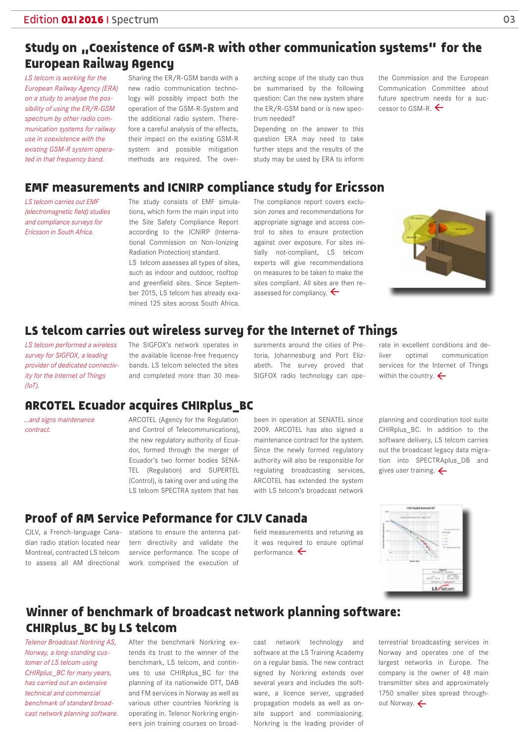## Study on „Coexistence of GSM-R with other communication systems" for the European Railway Agency

*LS telcom is working for the European Railway Agency (ERA) on a study to analyse the possibility of using the ER/R-GSM spectrum by other radio communication systems for railway use in coexistence with the existing GSM-R system operated in that frequency band.*

Sharing the ER/R-GSM bands with a new radio communication technology will possibly impact both the operation of the GSM-R-System and the additional radio system. Therefore a careful analysis of the effects, their impact on the existing GSM-R system and possible mitigation methods are required. The overarching scope of the study can thus be summarised by the following question: Can the new system share the ER/R-GSM band or is new spectrum needed?

Depending on the answer to this question ERA may need to take further steps and the results of the study may be used by ERA to inform the Commission and the European Communication Committee about future spectrum needs for a successor to GSM-R.

## EMF measurements and ICNIRP compliance study for Ericsson

*LS telcom carries out EMF (electromagnetic field) studies and compliance surveys for Ericsson in South Africa.*

The study consists of EMF simulations, which form the main input into the Site Safety Compliance Report according to the ICNIRP (International Commission on Non-Ionizing Radiation Protection) standard.

LS telcom assesses all types of sites, such as indoor and outdoor, rooftop and greenfield sites. Since September 2015, LS telcom has already examined 125 sites across South Africa.

The compliance report covers exclusion zones and recommendations for appropriate signage and access control to sites to ensure protection against over exposure. For sites initially not-compliant, LS telcom experts will give recommendations on measures to be taken to make the sites compliant. All sites are then reassessed for compliancy.

## LS telcom carries out wireless survey for the Internet of Things

*LS telcom performed a wireless survey for SIGFOX, a leading provider of dedicated connectivity for the Internet of Things (IoT).*

The SIGFOX's network operates in the available license-free frequency bands. LS telcom selected the sites and completed more than 30 measurements around the cities of Pretoria, Johannesburg and Port Elizabeth. The survey proved that SIGFOX radio technology can operate in excellent conditions and deliver optimal communication services for the Internet of Things within the country.

## ARCOTEL Ecuador acquires CHIRplus_BC

*...and signs maintenance contract.*

ARCOTEL (Agency for the Regulation and Control of Telecommunications), the new regulatory authority of Ecuador, formed through the merger of Ecuador's two former bodies SENATEL (Regulation) and SUPERTEL (Control), is taking over and using the LS telcom SPECTRA system that has been in operation at SENATEL since 2009. ARCOTEL has also signed a maintenance contract for the system. Since the newly formed regulatory authority will also be responsible for regulating broadcasting services, ARCOTEL has extended the system with LS telcom's broadcast network planning and coordination tool suite CHIRplus_BC. In addition to the software delivery, LS telcom carries out the broadcast legacy data migration into SPECTRAplus_DB and gives user training.

## Proof of AM Service Peformance for CJLV Canada

CJLV, a French-language Canadian radio station located near Montreal, contracted LS telcom to assess all AM directional stations to ensure the antenna pattern directivity and validate the service performance. The scope of work comprised the execution of field measurements and retuning as it was required to ensure optimal performance.

## Winner of benchmark of broadcast network planning software: CHIRplus_BC by LS telcom

*Telenor Broadcast Norkring AS, Norway, a long-standing customer of LS telcom using CHIRplus_BC for many years, has carried out an extensive technical and commercial benchmark of standard broadcast network planning software.*

After the benchmark Norkring extends its trust to the winner of the benchmark, LS telcom, and continues to use CHIRplus_BC for the planning of its nationwide DTT, DAB and FM services in Norway as well as various other countries Norkring is operating in. Telenor Norkring engineers join training courses on broadcast network technology and software at the LS Training Academy on a regular basis. The new contract signed by Norkring extends over several years and includes the software, a licence server, upgraded propagation models as well as onsite support and commissioning. Norkring is the leading provider of terrestrial broadcasting services in Norway and operates one of the largest networks in Europe. The company is the owner of 48 main transmitter sites and approximately 1750 smaller sites spread throughout Norway.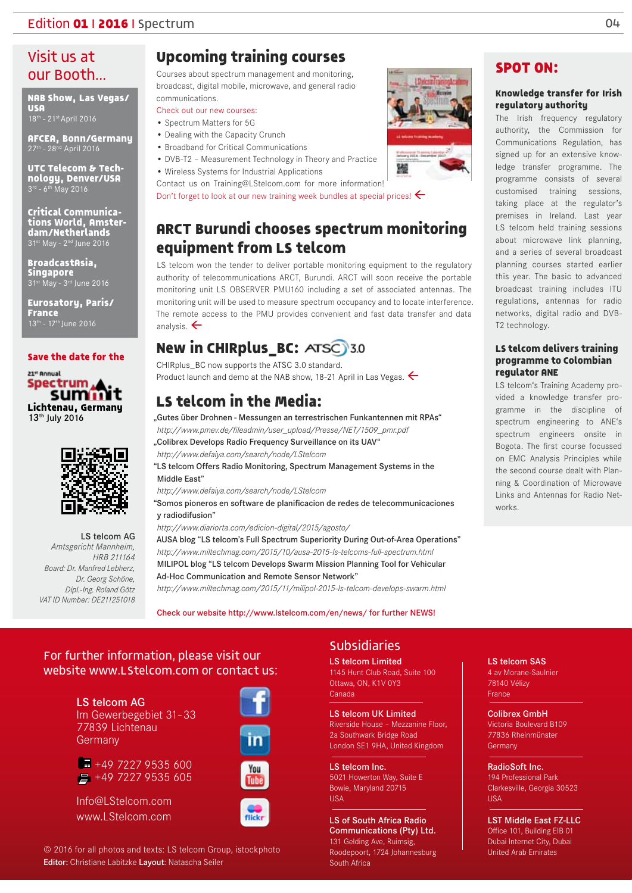## Visit us at our Booth...

**NAB Show, Las Vegas/USA**
18th - 21st April 2016

**AFCEA, Bonn/Germany**
27th - 28th April 2016

**UTC Telecom & Technology, Denver/USA**
3rd - 6th May 2016

**Critical Communications World, Amsterdam/Netherlands**
31st May - 2nd June 2016

**BroadcastAsia, Singapore**
31st May - 3rd June 2016

**Eurosatory, Paris/France**
13th - 17th June 2016

**Save the date for the**

21st Annual Spectrum Summit
**Lichtenau, Germany**
13th July 2016

LS telcom AG
*Amtsgericht Mannheim, HRB 211164*
*Board: Dr. Manfred Lebherz, Dr. Georg Schöne, Dipl.-Ing. Roland Götz*
*VAT ID Number: DE211251018*

# Upcoming training courses

Courses about spectrum management and monitoring, broadcast, digital mobile, microwave, and general radio communications.

Check out our new courses:

- Spectrum Matters for 5G
- Dealing with the Capacity Crunch
- Broadband for Critical Communications
- DVB-T2 – Measurement Technology in Theory and Practice
- Wireless Systems for Industrial Applications

Contact us on Training@LStelcom.com for more information!

Don't forget to look at our new training week bundles at special prices!

# ARCT Burundi chooses spectrum monitoring equipment from LS telcom

LS telcom won the tender to deliver portable monitoring equipment to the regulatory authority of telecommunications ARCT, Burundi. ARCT will soon receive the portable monitoring unit LS OBSERVER PMU160 including a set of associated antennas. The monitoring unit will be used to measure spectrum occupancy and to locate interference. The remote access to the PMU provides convenient and fast data transfer and data analysis.

# New in CHIRplus_BC: ATSC 3.0

CHIRplus_BC now supports the ATSC 3.0 standard.
Product launch and demo at the NAB show, 18-21 April in Las Vegas.

# LS telcom in the Media:

„Gutes über Drohnen - Messungen an terrestrischen Funkantennen mit RPAs"
*http://www.pmev.de/fileadmin/user_upload/Presse/NET/1509_pmr.pdf*

„Colibrex Develops Radio Frequency Surveillance on its UAV"
*http://www.defaiya.com/search/node/LStelcom*

"LS telcom Offers Radio Monitoring, Spectrum Management Systems in the Middle East"
*http://www.defaiya.com/search/node/LStelcom*

"Somos pioneros en software de planificacion de redes de telecomunicaciones y radiodifusion"
*http://www.diariorta.com/edicion-digital/2015/agosto/*

AUSA blog "LS telcom's Full Spectrum Superiority During Out-of-Area Operations"
*http://www.miltechmag.com/2015/10/ausa-2015-ls-telcoms-full-spectrum.html*

MILIPOL blog "LS telcom Develops Swarm Mission Planning Tool for Vehicular Ad-Hoc Communication and Remote Sensor Network"
*http://www.miltechmag.com/2015/11/milipol-2015-ls-telcom-develops-swarm.html*

Check our website http://www.lstelcom.com/en/news/ for further NEWS!

## SPOT ON:

### Knowledge transfer for Irish regulatory authority

The Irish frequency regulatory authority, the Commission for Communications Regulation, has signed up for an extensive knowledge transfer programme. The programme consists of several customised training sessions, taking place at the regulator's premises in Ireland. Last year LS telcom held training sessions about microwave link planning, and a series of several broadcast planning courses started earlier this year. The basic to advanced broadcast training includes ITU regulations, antennas for radio networks, digital radio and DVB-T2 technology.

### LS telcom delivers training programme to Colombian regulator ANE

LS telcom's Training Academy provided a knowledge transfer programme in the discipline of spectrum engineering to ANE's spectrum engineers onsite in Bogota. The first course focussed on EMC Analysis Principles while the second course dealt with Planning & Coordination of Microwave Links and Antennas for Radio Networks.

For further information, please visit our website www.LStelcom.com or contact us:

**LS telcom AG**
Im Gewerbegebiet 31-33
77839 Lichtenau
Germany

+49 7227 9535 600
+49 7227 9535 605

Info@LStelcom.com
www.LStelcom.com

© 2016 for all photos and texts: LS telcom Group, istockphoto
**Editor:** Christiane Labitzke **Layout:** Natascha Seiler

## Subsidiaries

**LS telcom Limited**
1145 Hunt Club Road, Suite 100
Ottawa, ON, K1V 0Y3
Canada

**LS telcom UK Limited**
Riverside House – Mezzanine Floor,
2a Southwark Bridge Road
London SE1 9HA, United Kingdom

**LS telcom Inc.**
5021 Howerton Way, Suite E
Bowie, Maryland 20715
USA

**LS of South Africa Radio Communications (Pty) Ltd.**
131 Gelding Ave, Ruimsig,
Roodepoort, 1724 Johannesburg
South Africa

**LS telcom SAS**
4 av Morane-Saulnier
78140 Vélizy
France

**Colibrex GmbH**
Victoria Boulevard B109
77836 Rheinmünster
Germany

**RadioSoft Inc.**
194 Professional Park
Clarkesville, Georgia 30523
USA

**LST Middle East FZ-LLC**
Office 101, Building EIB 01
Dubai Internet City, Dubai
United Arab Emirates